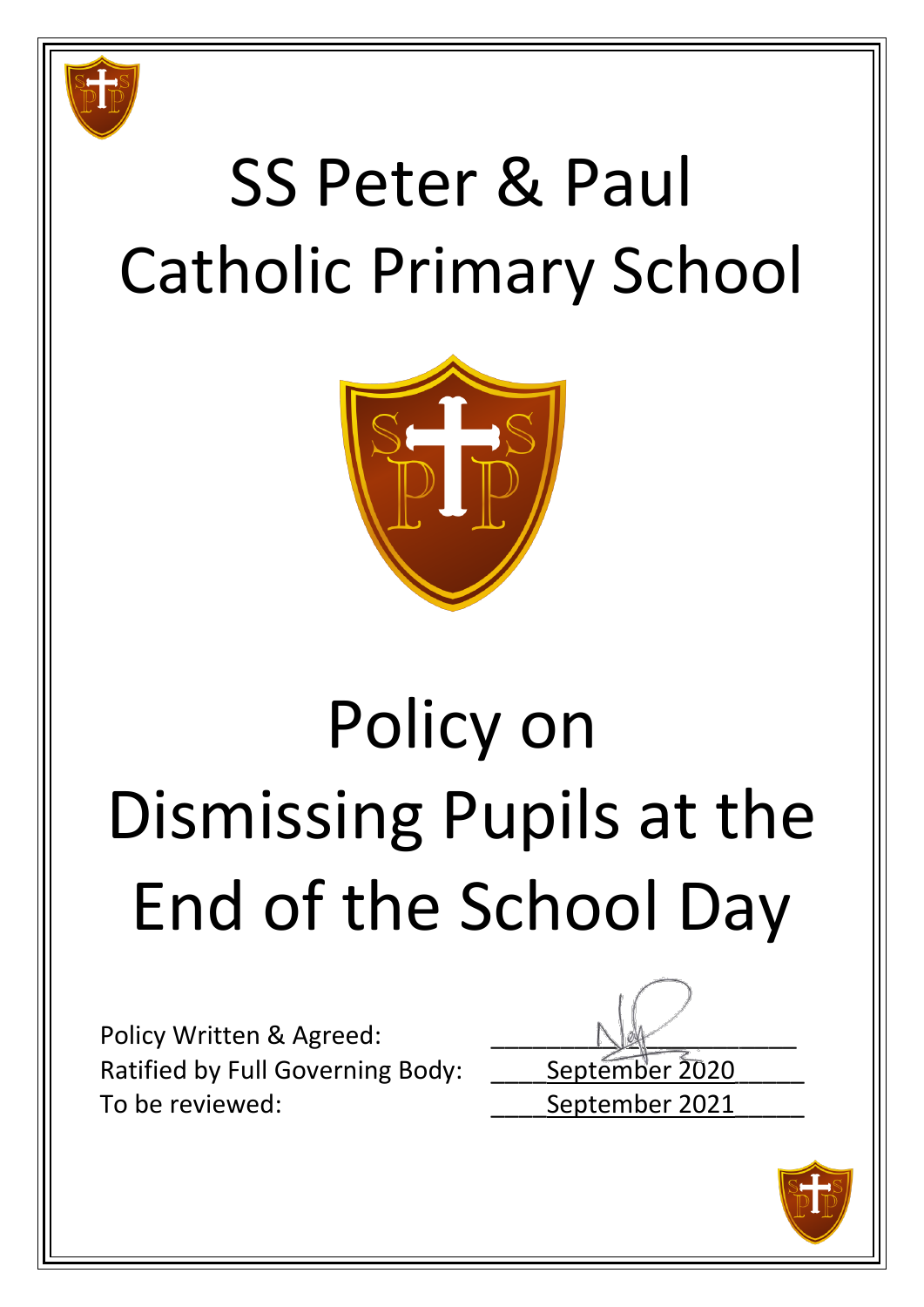# SS Peter & Paul Catholic Primary School

# Policy on Dismissing Pupils at the End of the School Day

Policy Written & Agreed: ________________________

Ratified by Full Governing Body: September 2020

To be reviewed: September 2021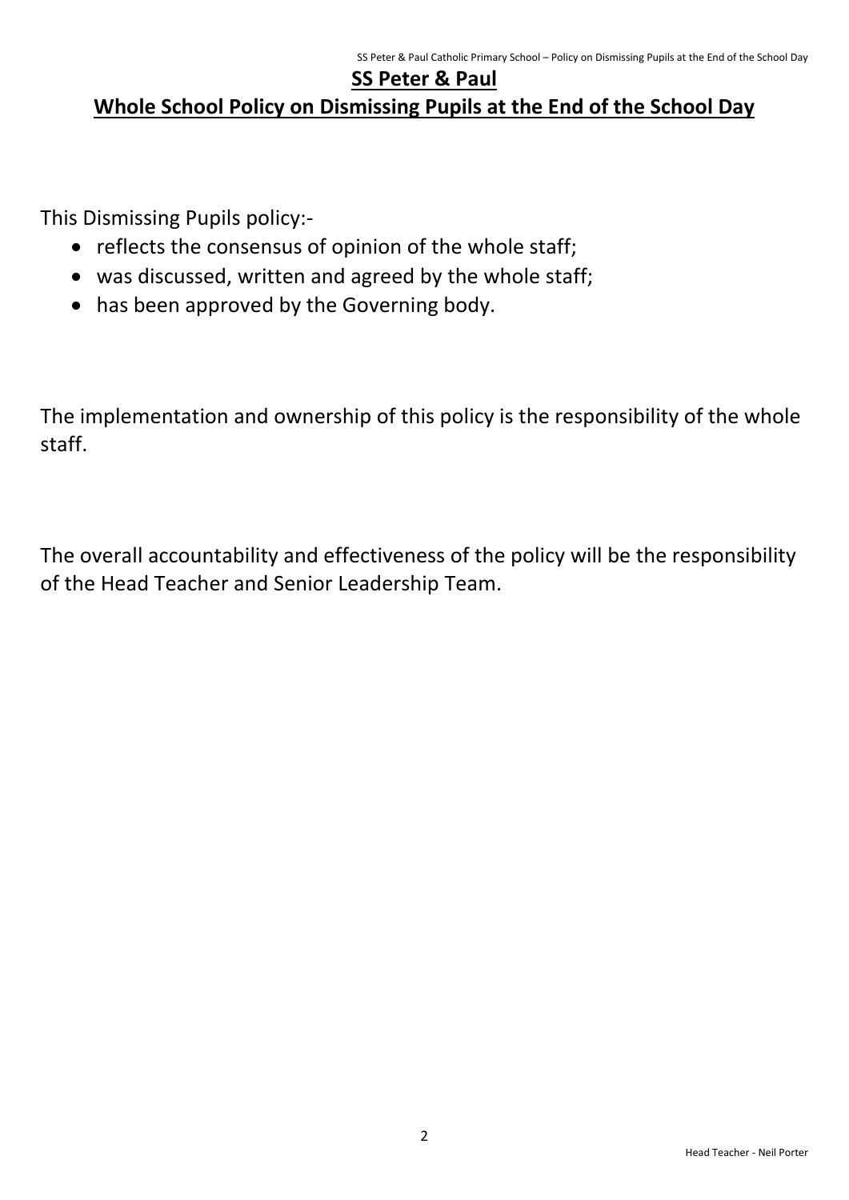# SS Peter & Paul

## Whole School Policy on Dismissing Pupils at the End of the School Day

This Dismissing Pupils policy:-

- reflects the consensus of opinion of the whole staff;
- was discussed, written and agreed by the whole staff;
- has been approved by the Governing body.

The implementation and ownership of this policy is the responsibility of the whole staff.

The overall accountability and effectiveness of the policy will be the responsibility of the Head Teacher and Senior Leadership Team.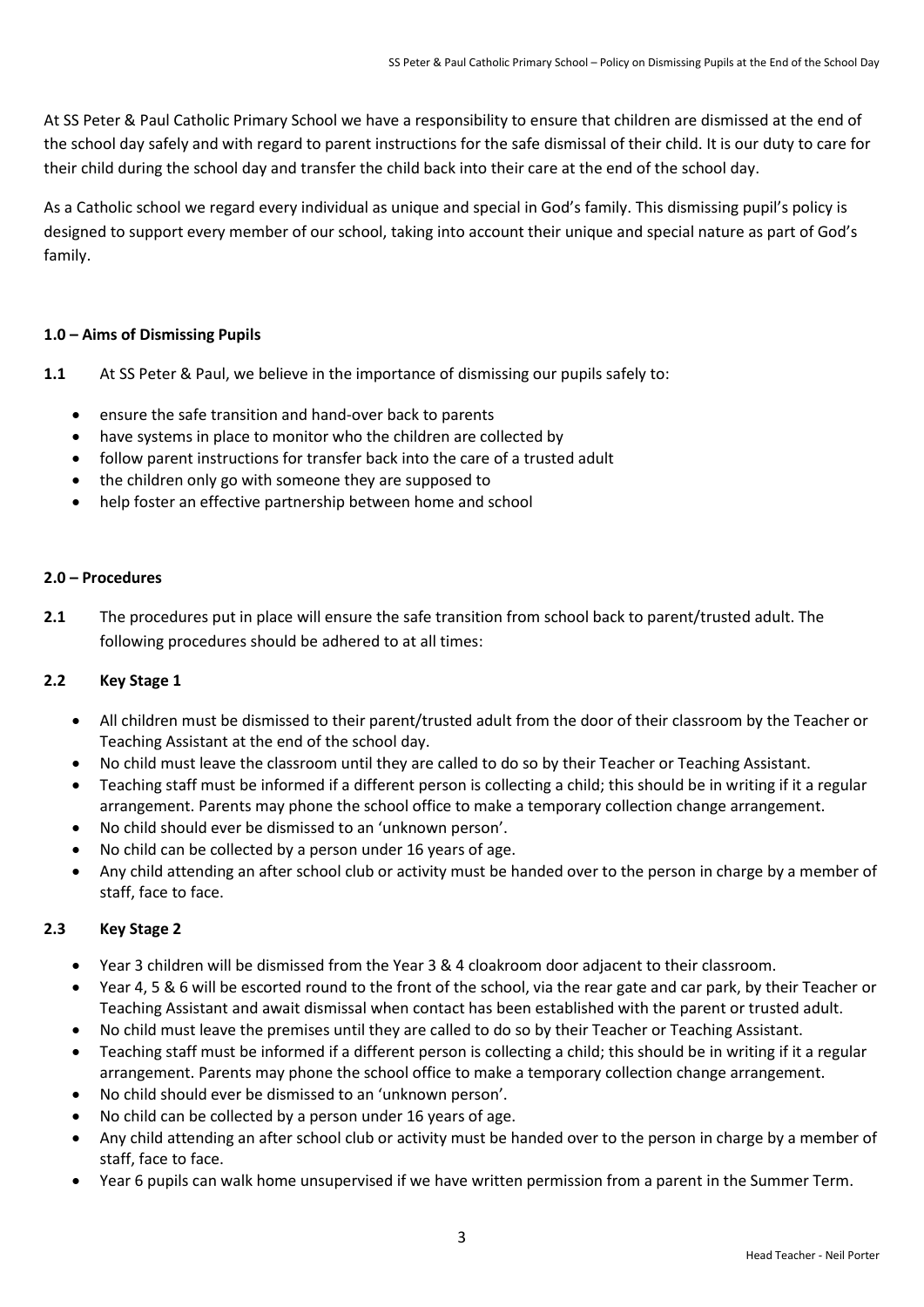At SS Peter & Paul Catholic Primary School we have a responsibility to ensure that children are dismissed at the end of the school day safely and with regard to parent instructions for the safe dismissal of their child. It is our duty to care for their child during the school day and transfer the child back into their care at the end of the school day.

As a Catholic school we regard every individual as unique and special in God's family. This dismissing pupil's policy is designed to support every member of our school, taking into account their unique and special nature as part of God's family.

## 1.0 – Aims of Dismissing Pupils

**1.1** At SS Peter & Paul, we believe in the importance of dismissing our pupils safely to:

- ensure the safe transition and hand-over back to parents
- have systems in place to monitor who the children are collected by
- follow parent instructions for transfer back into the care of a trusted adult
- the children only go with someone they are supposed to
- help foster an effective partnership between home and school

## 2.0 – Procedures

**2.1** The procedures put in place will ensure the safe transition from school back to parent/trusted adult. The following procedures should be adhered to at all times:

### 2.2 Key Stage 1

- All children must be dismissed to their parent/trusted adult from the door of their classroom by the Teacher or Teaching Assistant at the end of the school day.
- No child must leave the classroom until they are called to do so by their Teacher or Teaching Assistant.
- Teaching staff must be informed if a different person is collecting a child; this should be in writing if it a regular arrangement. Parents may phone the school office to make a temporary collection change arrangement.
- No child should ever be dismissed to an 'unknown person'.
- No child can be collected by a person under 16 years of age.
- Any child attending an after school club or activity must be handed over to the person in charge by a member of staff, face to face.

### 2.3 Key Stage 2

- Year 3 children will be dismissed from the Year 3 & 4 cloakroom door adjacent to their classroom.
- Year 4, 5 & 6 will be escorted round to the front of the school, via the rear gate and car park, by their Teacher or Teaching Assistant and await dismissal when contact has been established with the parent or trusted adult.
- No child must leave the premises until they are called to do so by their Teacher or Teaching Assistant.
- Teaching staff must be informed if a different person is collecting a child; this should be in writing if it a regular arrangement. Parents may phone the school office to make a temporary collection change arrangement.
- No child should ever be dismissed to an 'unknown person'.
- No child can be collected by a person under 16 years of age.
- Any child attending an after school club or activity must be handed over to the person in charge by a member of staff, face to face.
- Year 6 pupils can walk home unsupervised if we have written permission from a parent in the Summer Term.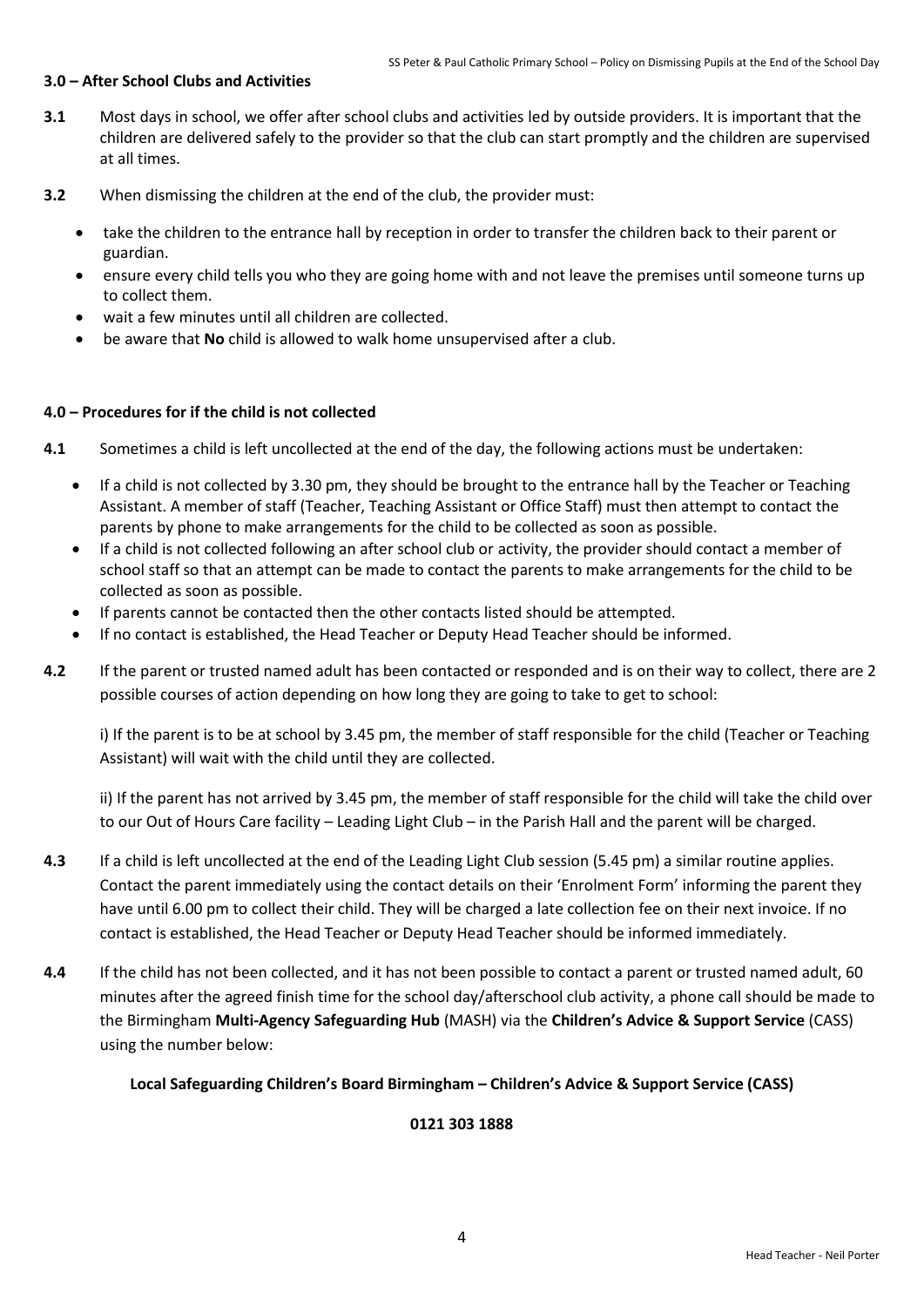#### 3.0 – After School Clubs and Activities

**3.1** Most days in school, we offer after school clubs and activities led by outside providers. It is important that the children are delivered safely to the provider so that the club can start promptly and the children are supervised at all times.

**3.2** When dismissing the children at the end of the club, the provider must:

- take the children to the entrance hall by reception in order to transfer the children back to their parent or guardian.
- ensure every child tells you who they are going home with and not leave the premises until someone turns up to collect them.
- wait a few minutes until all children are collected.
- be aware that **No** child is allowed to walk home unsupervised after a club.

#### 4.0 – Procedures for if the child is not collected

**4.1** Sometimes a child is left uncollected at the end of the day, the following actions must be undertaken:

- If a child is not collected by 3.30 pm, they should be brought to the entrance hall by the Teacher or Teaching Assistant. A member of staff (Teacher, Teaching Assistant or Office Staff) must then attempt to contact the parents by phone to make arrangements for the child to be collected as soon as possible.
- If a child is not collected following an after school club or activity, the provider should contact a member of school staff so that an attempt can be made to contact the parents to make arrangements for the child to be collected as soon as possible.
- If parents cannot be contacted then the other contacts listed should be attempted.
- If no contact is established, the Head Teacher or Deputy Head Teacher should be informed.

**4.2** If the parent or trusted named adult has been contacted or responded and is on their way to collect, there are 2 possible courses of action depending on how long they are going to take to get to school:

i) If the parent is to be at school by 3.45 pm, the member of staff responsible for the child (Teacher or Teaching Assistant) will wait with the child until they are collected.

ii) If the parent has not arrived by 3.45 pm, the member of staff responsible for the child will take the child over to our Out of Hours Care facility – Leading Light Club – in the Parish Hall and the parent will be charged.

**4.3** If a child is left uncollected at the end of the Leading Light Club session (5.45 pm) a similar routine applies. Contact the parent immediately using the contact details on their 'Enrolment Form' informing the parent they have until 6.00 pm to collect their child. They will be charged a late collection fee on their next invoice. If no contact is established, the Head Teacher or Deputy Head Teacher should be informed immediately.

**4.4** If the child has not been collected, and it has not been possible to contact a parent or trusted named adult, 60 minutes after the agreed finish time for the school day/afterschool club activity, a phone call should be made to the Birmingham **Multi-Agency Safeguarding Hub** (MASH) via the **Children's Advice & Support Service** (CASS) using the number below:

**Local Safeguarding Children's Board Birmingham – Children's Advice & Support Service (CASS)**

**0121 303 1888**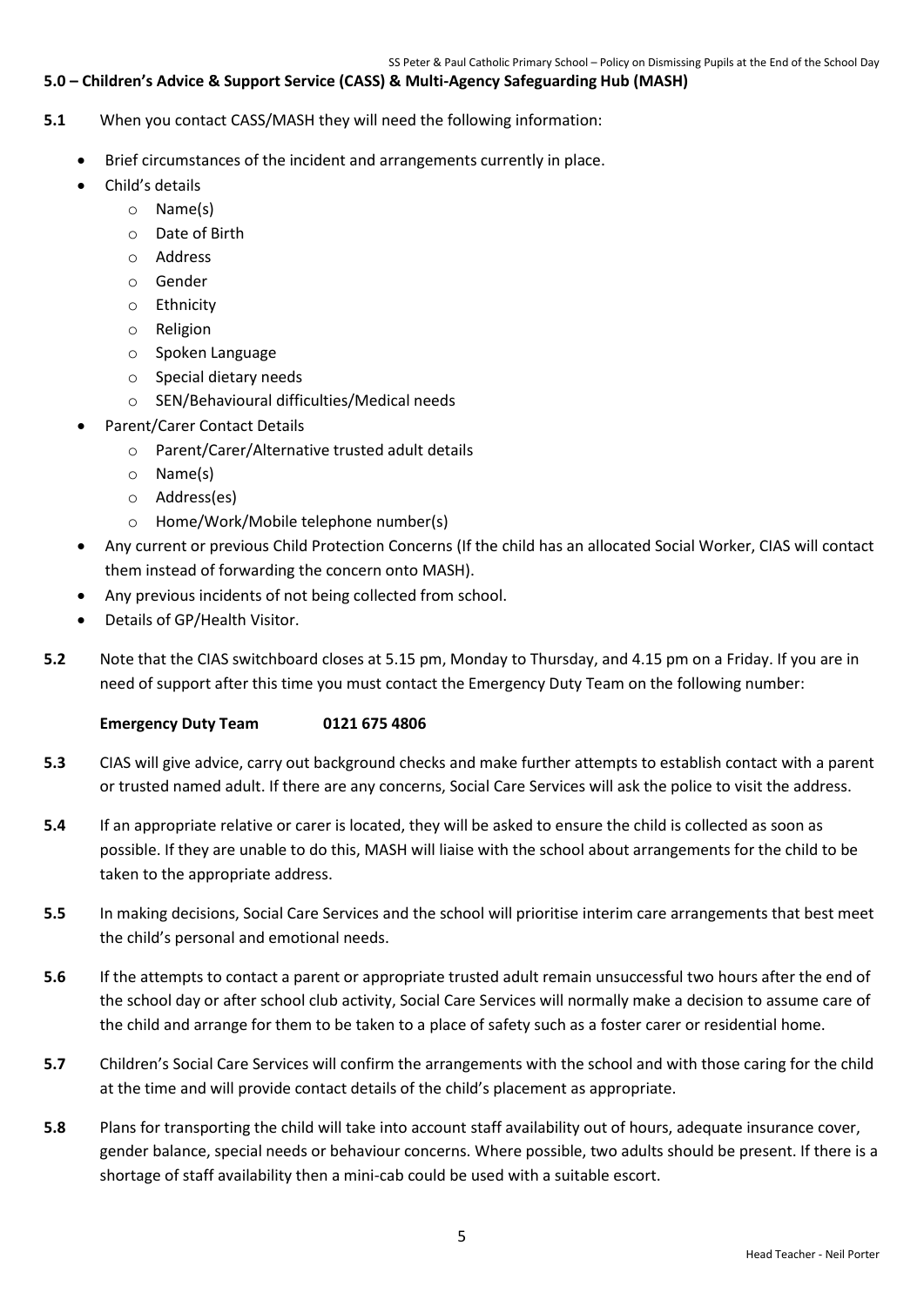### 5.0 – Children's Advice & Support Service (CASS) & Multi-Agency Safeguarding Hub (MASH)

**5.1** When you contact CASS/MASH they will need the following information:

- Brief circumstances of the incident and arrangements currently in place.
- Child's details
  - Name(s)
  - Date of Birth
  - Address
  - Gender
  - Ethnicity
  - Religion
  - Spoken Language
  - Special dietary needs
  - SEN/Behavioural difficulties/Medical needs
- Parent/Carer Contact Details
  - Parent/Carer/Alternative trusted adult details
  - Name(s)
  - Address(es)
  - Home/Work/Mobile telephone number(s)
- Any current or previous Child Protection Concerns (If the child has an allocated Social Worker, CIAS will contact them instead of forwarding the concern onto MASH).
- Any previous incidents of not being collected from school.
- Details of GP/Health Visitor.

**5.2** Note that the CIAS switchboard closes at 5.15 pm, Monday to Thursday, and 4.15 pm on a Friday. If you are in need of support after this time you must contact the Emergency Duty Team on the following number:

**Emergency Duty Team 0121 675 4806**

**5.3** CIAS will give advice, carry out background checks and make further attempts to establish contact with a parent or trusted named adult. If there are any concerns, Social Care Services will ask the police to visit the address.

**5.4** If an appropriate relative or carer is located, they will be asked to ensure the child is collected as soon as possible. If they are unable to do this, MASH will liaise with the school about arrangements for the child to be taken to the appropriate address.

**5.5** In making decisions, Social Care Services and the school will prioritise interim care arrangements that best meet the child's personal and emotional needs.

**5.6** If the attempts to contact a parent or appropriate trusted adult remain unsuccessful two hours after the end of the school day or after school club activity, Social Care Services will normally make a decision to assume care of the child and arrange for them to be taken to a place of safety such as a foster carer or residential home.

**5.7** Children's Social Care Services will confirm the arrangements with the school and with those caring for the child at the time and will provide contact details of the child's placement as appropriate.

**5.8** Plans for transporting the child will take into account staff availability out of hours, adequate insurance cover, gender balance, special needs or behaviour concerns. Where possible, two adults should be present. If there is a shortage of staff availability then a mini-cab could be used with a suitable escort.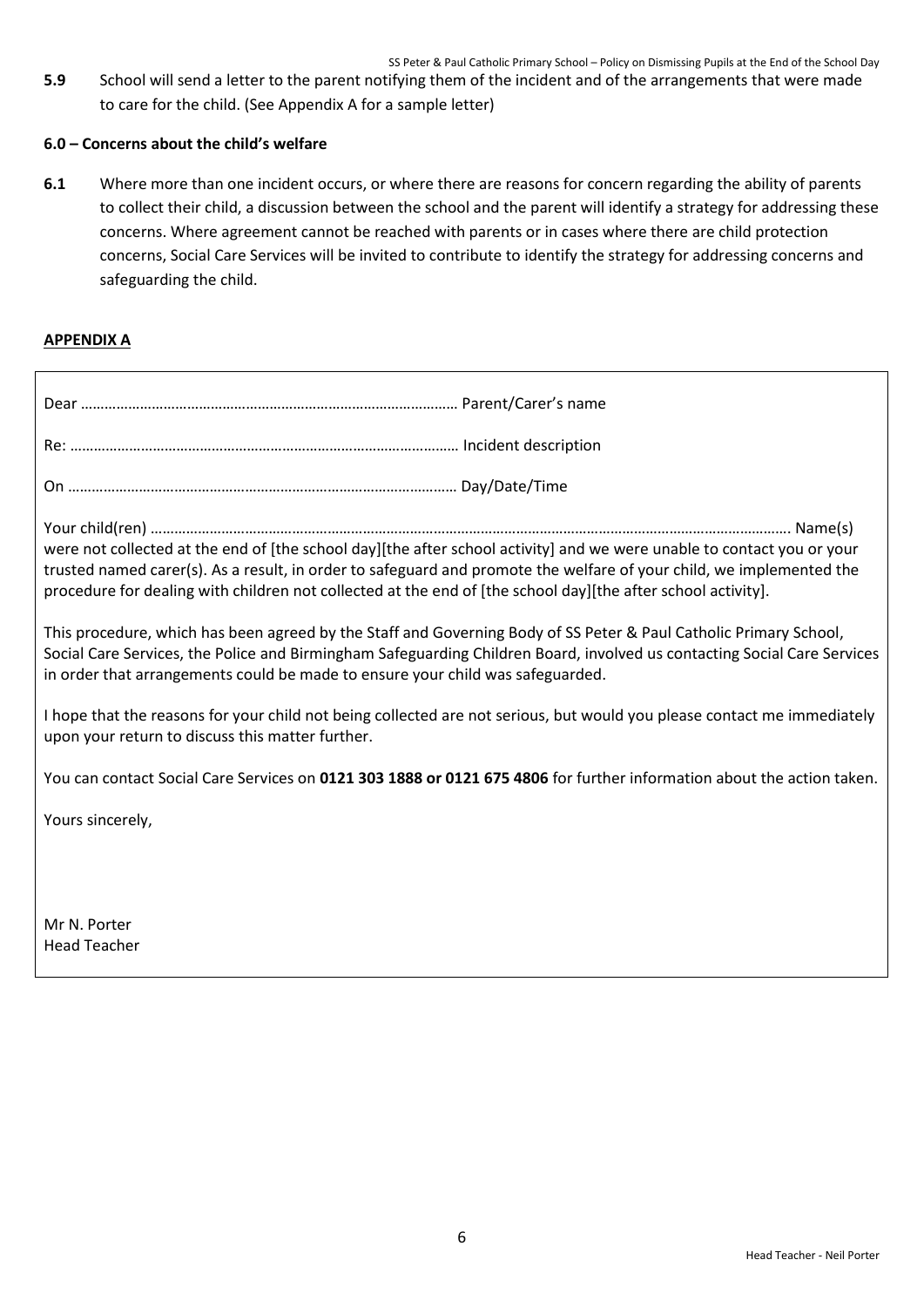**5.9** School will send a letter to the parent notifying them of the incident and of the arrangements that were made to care for the child. (See Appendix A for a sample letter)

**6.0 – Concerns about the child's welfare**

**6.1** Where more than one incident occurs, or where there are reasons for concern regarding the ability of parents to collect their child, a discussion between the school and the parent will identify a strategy for addressing these concerns. Where agreement cannot be reached with parents or in cases where there are child protection concerns, Social Care Services will be invited to contribute to identify the strategy for addressing concerns and safeguarding the child.

**APPENDIX A**

Dear ………………………………………………………………………………… Parent/Carer's name

Re: ……………………………………………………………………………………… Incident description

On ……………………………………………………………………………………… Day/Date/Time

Your child(ren) ……………………………………………………………………………………………………………………………………………… Name(s) were not collected at the end of [the school day][the after school activity] and we were unable to contact you or your trusted named carer(s). As a result, in order to safeguard and promote the welfare of your child, we implemented the procedure for dealing with children not collected at the end of [the school day][the after school activity].

This procedure, which has been agreed by the Staff and Governing Body of SS Peter & Paul Catholic Primary School, Social Care Services, the Police and Birmingham Safeguarding Children Board, involved us contacting Social Care Services in order that arrangements could be made to ensure your child was safeguarded.

I hope that the reasons for your child not being collected are not serious, but would you please contact me immediately upon your return to discuss this matter further.

You can contact Social Care Services on **0121 303 1888 or 0121 675 4806** for further information about the action taken.

Yours sincerely,

Mr N. Porter
Head Teacher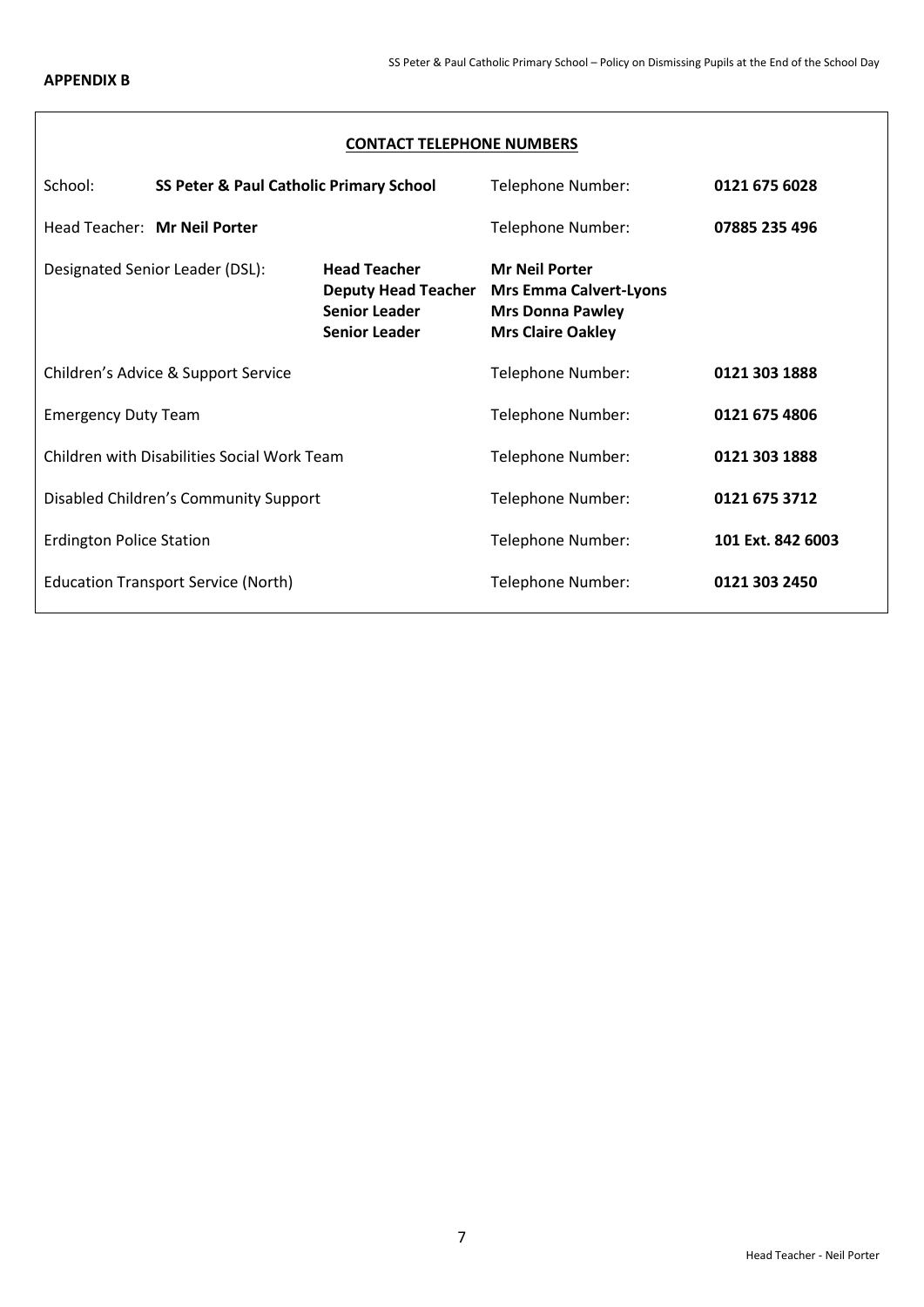**APPENDIX B**

**CONTACT TELEPHONE NUMBERS**

| | | | |
|---|---|---|---|
| School: **SS Peter & Paul Catholic Primary School** | | Telephone Number: | **0121 675 6028** |
| Head Teacher: **Mr Neil Porter** | | Telephone Number: | **07885 235 496** |
| Designated Senior Leader (DSL): | **Head Teacher**<br>**Deputy Head Teacher**<br>**Senior Leader**<br>**Senior Leader** | **Mr Neil Porter**<br>**Mrs Emma Calvert-Lyons**<br>**Mrs Donna Pawley**<br>**Mrs Claire Oakley** | |
| Children's Advice & Support Service | | Telephone Number: | **0121 303 1888** |
| Emergency Duty Team | | Telephone Number: | **0121 675 4806** |
| Children with Disabilities Social Work Team | | Telephone Number: | **0121 303 1888** |
| Disabled Children's Community Support | | Telephone Number: | **0121 675 3712** |
| Erdington Police Station | | Telephone Number: | **101 Ext. 842 6003** |
| Education Transport Service (North) | | Telephone Number: | **0121 303 2450** |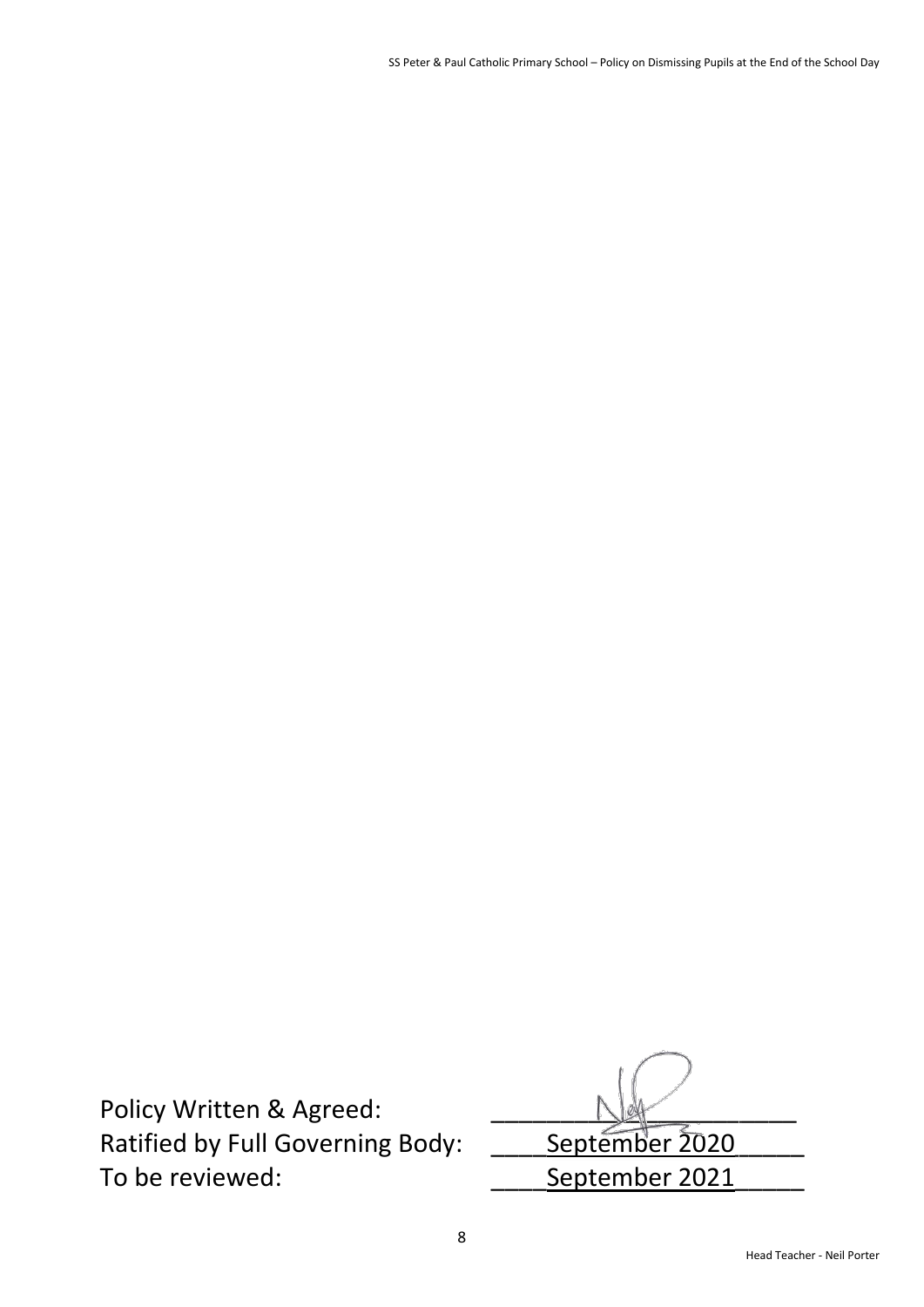Policy Written & Agreed: ______________________

Ratified by Full Governing Body: ____September 2020_____

To be reviewed: ____September 2021_____